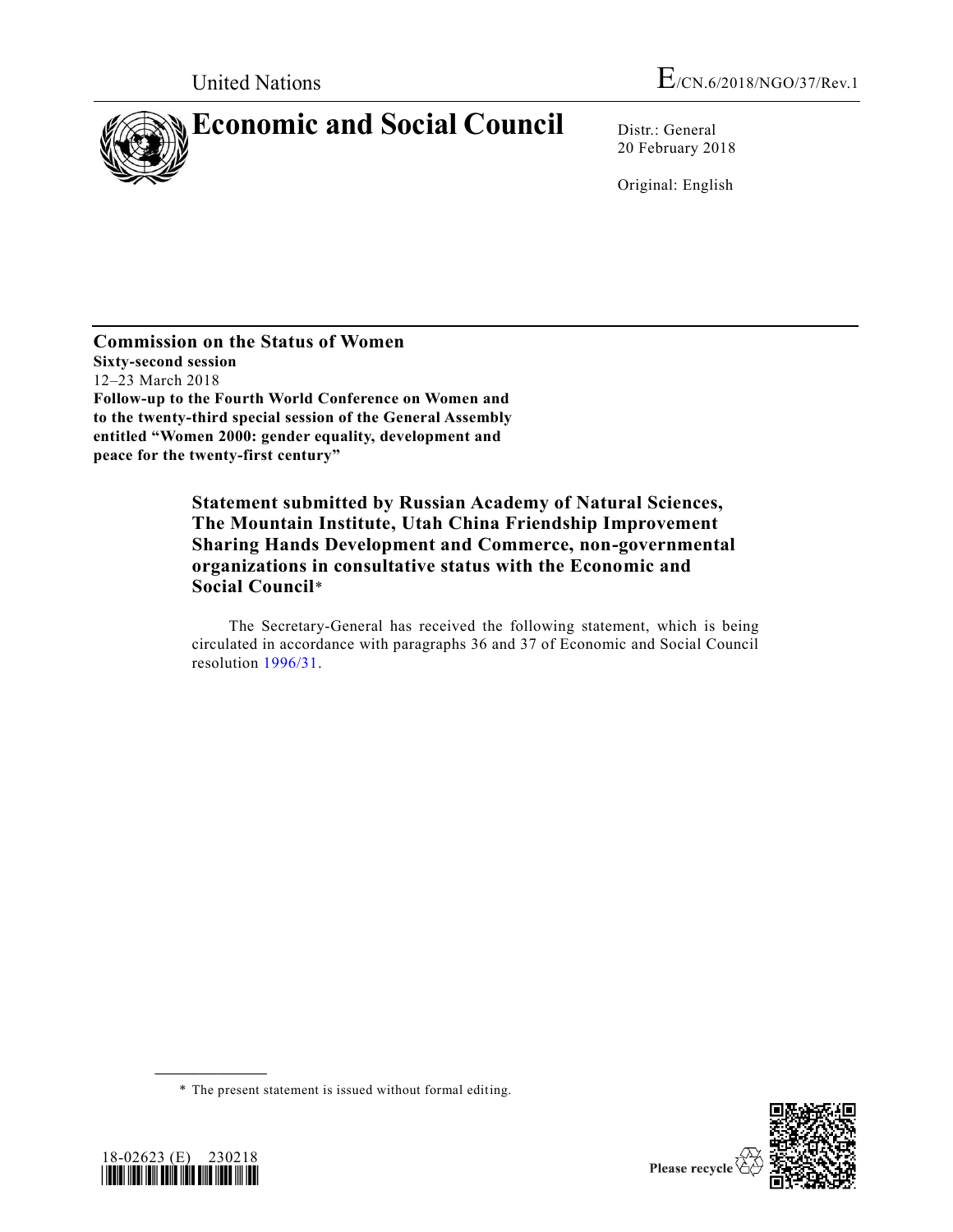United Nations E/CN.6/2018/NGO/37/Rev.1

# Economic and Social Council

Distr.: General
20 February 2018

Original: English

**Commission on the Status of Women**
**Sixty-second session**
12–23 March 2018
**Follow-up to the Fourth World Conference on Women and to the twenty-third special session of the General Assembly entitled "Women 2000: gender equality, development and peace for the twenty-first century"**

## Statement submitted by Russian Academy of Natural Sciences, The Mountain Institute, Utah China Friendship Improvement Sharing Hands Development and Commerce, non-governmental organizations in consultative status with the Economic and Social Council*

The Secretary-General has received the following statement, which is being circulated in accordance with paragraphs 36 and 37 of Economic and Social Council resolution 1996/31.

\* The present statement is issued without formal editing.

18-02623 (E) 230218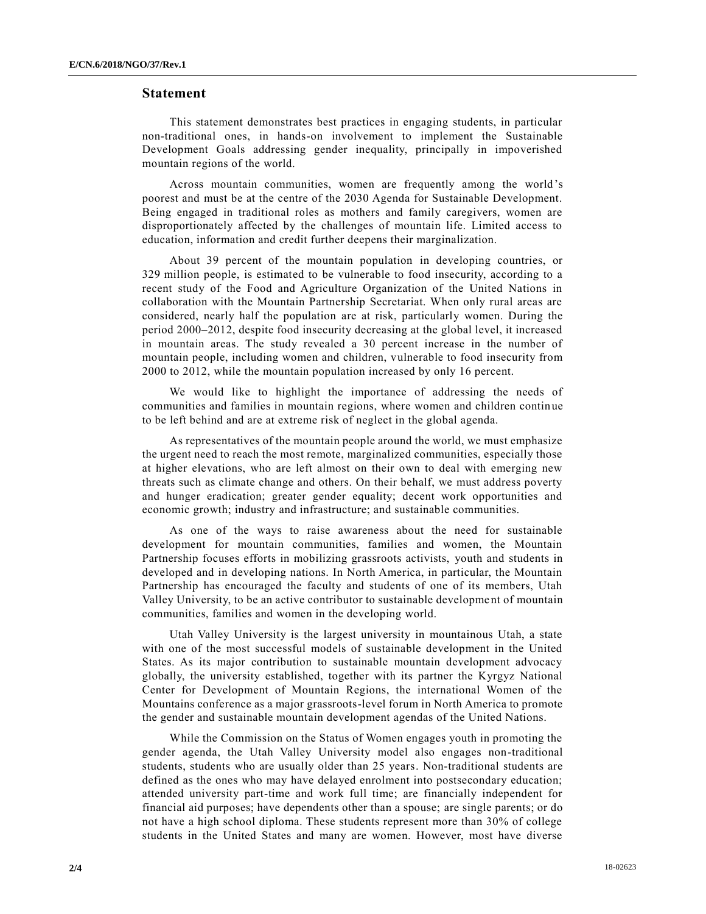## Statement

This statement demonstrates best practices in engaging students, in particular non-traditional ones, in hands-on involvement to implement the Sustainable Development Goals addressing gender inequality, principally in impoverished mountain regions of the world.

Across mountain communities, women are frequently among the world's poorest and must be at the centre of the 2030 Agenda for Sustainable Development. Being engaged in traditional roles as mothers and family caregivers, women are disproportionately affected by the challenges of mountain life. Limited access to education, information and credit further deepens their marginalization.

About 39 percent of the mountain population in developing countries, or 329 million people, is estimated to be vulnerable to food insecurity, according to a recent study of the Food and Agriculture Organization of the United Nations in collaboration with the Mountain Partnership Secretariat. When only rural areas are considered, nearly half the population are at risk, particularly women. During the period 2000–2012, despite food insecurity decreasing at the global level, it increased in mountain areas. The study revealed a 30 percent increase in the number of mountain people, including women and children, vulnerable to food insecurity from 2000 to 2012, while the mountain population increased by only 16 percent.

We would like to highlight the importance of addressing the needs of communities and families in mountain regions, where women and children continue to be left behind and are at extreme risk of neglect in the global agenda.

As representatives of the mountain people around the world, we must emphasize the urgent need to reach the most remote, marginalized communities, especially those at higher elevations, who are left almost on their own to deal with emerging new threats such as climate change and others. On their behalf, we must address poverty and hunger eradication; greater gender equality; decent work opportunities and economic growth; industry and infrastructure; and sustainable communities.

As one of the ways to raise awareness about the need for sustainable development for mountain communities, families and women, the Mountain Partnership focuses efforts in mobilizing grassroots activists, youth and students in developed and in developing nations. In North America, in particular, the Mountain Partnership has encouraged the faculty and students of one of its members, Utah Valley University, to be an active contributor to sustainable development of mountain communities, families and women in the developing world.

Utah Valley University is the largest university in mountainous Utah, a state with one of the most successful models of sustainable development in the United States. As its major contribution to sustainable mountain development advocacy globally, the university established, together with its partner the Kyrgyz National Center for Development of Mountain Regions, the international Women of the Mountains conference as a major grassroots-level forum in North America to promote the gender and sustainable mountain development agendas of the United Nations.

While the Commission on the Status of Women engages youth in promoting the gender agenda, the Utah Valley University model also engages non-traditional students, students who are usually older than 25 years. Non-traditional students are defined as the ones who may have delayed enrolment into postsecondary education; attended university part-time and work full time; are financially independent for financial aid purposes; have dependents other than a spouse; are single parents; or do not have a high school diploma. These students represent more than 30% of college students in the United States and many are women. However, most have diverse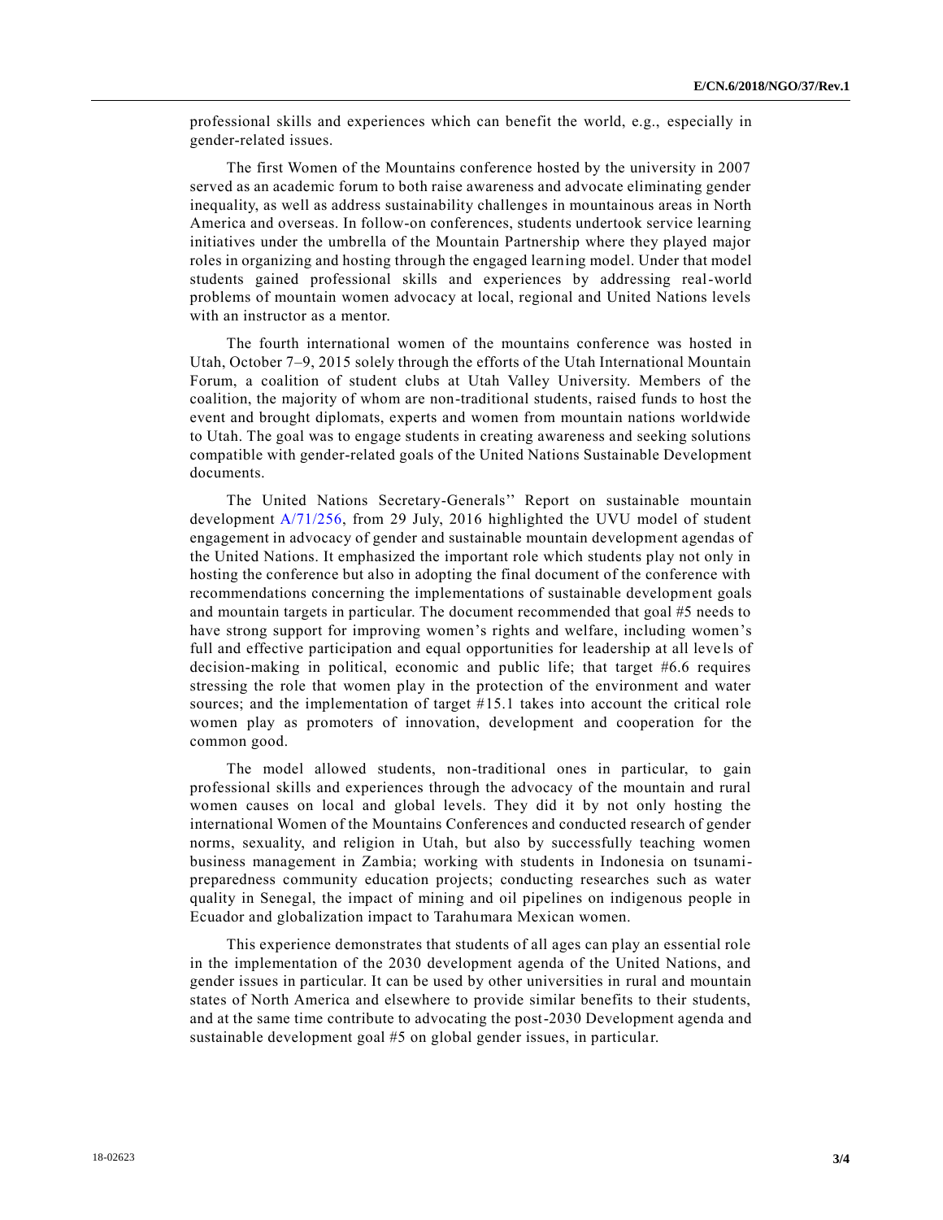professional skills and experiences which can benefit the world, e.g., especially in gender-related issues.

The first Women of the Mountains conference hosted by the university in 2007 served as an academic forum to both raise awareness and advocate eliminating gender inequality, as well as address sustainability challenges in mountainous areas in North America and overseas. In follow-on conferences, students undertook service learning initiatives under the umbrella of the Mountain Partnership where they played major roles in organizing and hosting through the engaged learning model. Under that model students gained professional skills and experiences by addressing real-world problems of mountain women advocacy at local, regional and United Nations levels with an instructor as a mentor.

The fourth international women of the mountains conference was hosted in Utah, October 7–9, 2015 solely through the efforts of the Utah International Mountain Forum, a coalition of student clubs at Utah Valley University. Members of the coalition, the majority of whom are non-traditional students, raised funds to host the event and brought diplomats, experts and women from mountain nations worldwide to Utah. The goal was to engage students in creating awareness and seeking solutions compatible with gender-related goals of the United Nations Sustainable Development documents.

The United Nations Secretary-Generals'' Report on sustainable mountain development A/71/256, from 29 July, 2016 highlighted the UVU model of student engagement in advocacy of gender and sustainable mountain development agendas of the United Nations. It emphasized the important role which students play not only in hosting the conference but also in adopting the final document of the conference with recommendations concerning the implementations of sustainable development goals and mountain targets in particular. The document recommended that goal #5 needs to have strong support for improving women's rights and welfare, including women's full and effective participation and equal opportunities for leadership at all levels of decision-making in political, economic and public life; that target #6.6 requires stressing the role that women play in the protection of the environment and water sources; and the implementation of target #15.1 takes into account the critical role women play as promoters of innovation, development and cooperation for the common good.

The model allowed students, non-traditional ones in particular, to gain professional skills and experiences through the advocacy of the mountain and rural women causes on local and global levels. They did it by not only hosting the international Women of the Mountains Conferences and conducted research of gender norms, sexuality, and religion in Utah, but also by successfully teaching women business management in Zambia; working with students in Indonesia on tsunami-preparedness community education projects; conducting researches such as water quality in Senegal, the impact of mining and oil pipelines on indigenous people in Ecuador and globalization impact to Tarahumara Mexican women.

This experience demonstrates that students of all ages can play an essential role in the implementation of the 2030 development agenda of the United Nations, and gender issues in particular. It can be used by other universities in rural and mountain states of North America and elsewhere to provide similar benefits to their students, and at the same time contribute to advocating the post-2030 Development agenda and sustainable development goal #5 on global gender issues, in particular.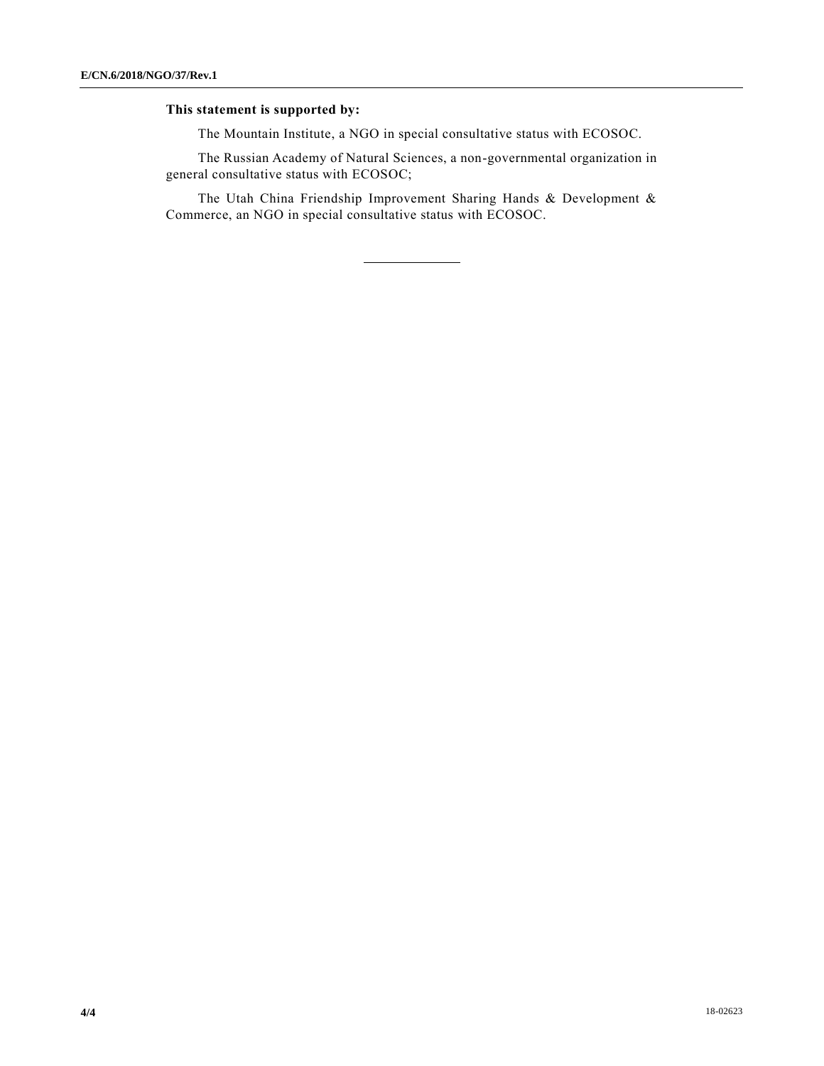**This statement is supported by:**

The Mountain Institute, a NGO in special consultative status with ECOSOC.

The Russian Academy of Natural Sciences, a non-governmental organization in general consultative status with ECOSOC;

The Utah China Friendship Improvement Sharing Hands & Development & Commerce, an NGO in special consultative status with ECOSOC.